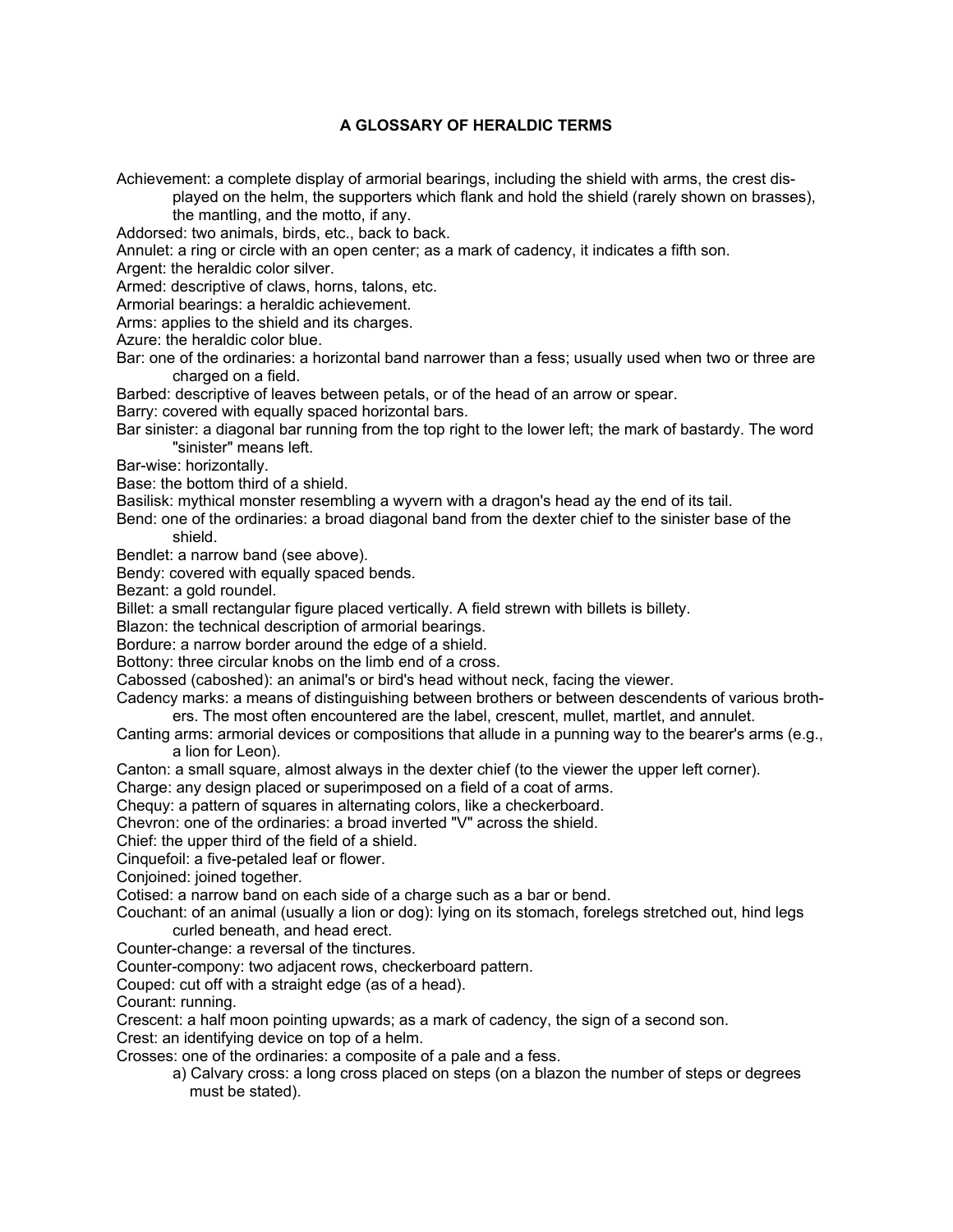# A GLOSSARY OF HERALDIC TERMS

Achievement: a complete display of armorial bearings, including the shield with arms, the crest displayed on the helm, the supporters which flank and hold the shield (rarely shown on brasses), the mantling, and the motto, if any.

Addorsed: two animals, birds, etc., back to back.

Annulet: a ring or circle with an open center; as a mark of cadency, it indicates a fifth son.

Argent: the heraldic color silver.

Armed: descriptive of claws, horns, talons, etc.

Armorial bearings: a heraldic achievement.

Arms: applies to the shield and its charges.

Azure: the heraldic color blue.

Bar: one of the ordinaries: a horizontal band narrower than a fess; usually used when two or three are charged on a field.

Barbed: descriptive of leaves between petals, or of the head of an arrow or spear.

Barry: covered with equally spaced horizontal bars.

Bar sinister: a diagonal bar running from the top right to the lower left; the mark of bastardy. The word "sinister" means left.

Bar-wise: horizontally.

Base: the bottom third of a shield.

Basilisk: mythical monster resembling a wyvern with a dragon's head ay the end of its tail.

Bend: one of the ordinaries: a broad diagonal band from the dexter chief to the sinister base of the shield.

Bendlet: a narrow band (see above).

Bendy: covered with equally spaced bends.

Bezant: a gold roundel.

Billet: a small rectangular figure placed vertically. A field strewn with billets is billety.

Blazon: the technical description of armorial bearings.

Bordure: a narrow border around the edge of a shield.

Bottony: three circular knobs on the limb end of a cross.

Cabossed (caboshed): an animal's or bird's head without neck, facing the viewer.

Cadency marks: a means of distinguishing between brothers or between descendents of various brothers. The most often encountered are the label, crescent, mullet, martlet, and annulet.

Canting arms: armorial devices or compositions that allude in a punning way to the bearer's arms (e.g., a lion for Leon).

Canton: a small square, almost always in the dexter chief (to the viewer the upper left corner).

Charge: any design placed or superimposed on a field of a coat of arms.

Chequy: a pattern of squares in alternating colors, like a checkerboard.

Chevron: one of the ordinaries: a broad inverted "V" across the shield.

Chief: the upper third of the field of a shield.

Cinquefoil: a five-petaled leaf or flower.

Conjoined: joined together.

Cotised: a narrow band on each side of a charge such as a bar or bend.

Couchant: of an animal (usually a lion or dog): lying on its stomach, forelegs stretched out, hind legs curled beneath, and head erect.

Counter-change: a reversal of the tinctures.

Counter-compony: two adjacent rows, checkerboard pattern.

Couped: cut off with a straight edge (as of a head).

Courant: running.

Crescent: a half moon pointing upwards; as a mark of cadency, the sign of a second son.

Crest: an identifying device on top of a helm.

Crosses: one of the ordinaries: a composite of a pale and a fess.

a) Calvary cross: a long cross placed on steps (on a blazon the number of steps or degrees must be stated).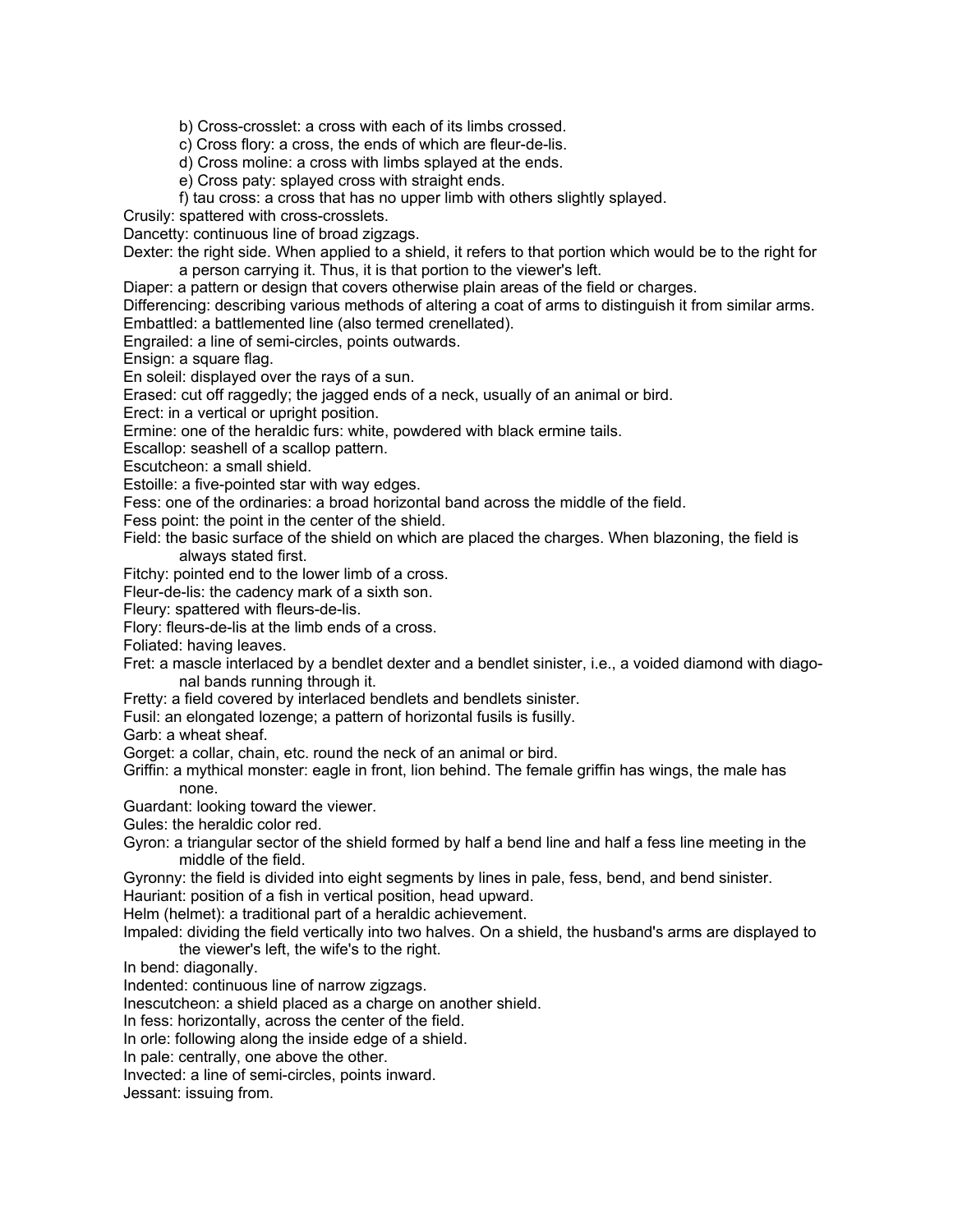b) Cross-crosslet: a cross with each of its limbs crossed.
c) Cross flory: a cross, the ends of which are fleur-de-lis.
d) Cross moline: a cross with limbs splayed at the ends.
e) Cross paty: splayed cross with straight ends.
f) tau cross: a cross that has no upper limb with others slightly splayed.

Crusily: spattered with cross-crosslets.
Dancetty: continuous line of broad zigzags.
Dexter: the right side. When applied to a shield, it refers to that portion which would be to the right for a person carrying it. Thus, it is that portion to the viewer's left.
Diaper: a pattern or design that covers otherwise plain areas of the field or charges.
Differencing: describing various methods of altering a coat of arms to distinguish it from similar arms.
Embattled: a battlemented line (also termed crenellated).
Engrailed: a line of semi-circles, points outwards.
Ensign: a square flag.
En soleil: displayed over the rays of a sun.
Erased: cut off raggedly; the jagged ends of a neck, usually of an animal or bird.
Erect: in a vertical or upright position.
Ermine: one of the heraldic furs: white, powdered with black ermine tails.
Escallop: seashell of a scallop pattern.
Escutcheon: a small shield.
Estoille: a five-pointed star with way edges.
Fess: one of the ordinaries: a broad horizontal band across the middle of the field.
Fess point: the point in the center of the shield.
Field: the basic surface of the shield on which are placed the charges. When blazoning, the field is always stated first.
Fitchy: pointed end to the lower limb of a cross.
Fleur-de-lis: the cadency mark of a sixth son.
Fleury: spattered with fleurs-de-lis.
Flory: fleurs-de-lis at the limb ends of a cross.
Foliated: having leaves.
Fret: a mascle interlaced by a bendlet dexter and a bendlet sinister, i.e., a voided diamond with diagonal bands running through it.
Fretty: a field covered by interlaced bendlets and bendlets sinister.
Fusil: an elongated lozenge; a pattern of horizontal fusils is fusilly.
Garb: a wheat sheaf.
Gorget: a collar, chain, etc. round the neck of an animal or bird.
Griffin: a mythical monster: eagle in front, lion behind. The female griffin has wings, the male has none.
Guardant: looking toward the viewer.
Gules: the heraldic color red.
Gyron: a triangular sector of the shield formed by half a bend line and half a fess line meeting in the middle of the field.
Gyronny: the field is divided into eight segments by lines in pale, fess, bend, and bend sinister.
Hauriant: position of a fish in vertical position, head upward.
Helm (helmet): a traditional part of a heraldic achievement.
Impaled: dividing the field vertically into two halves. On a shield, the husband's arms are displayed to the viewer's left, the wife's to the right.
In bend: diagonally.
Indented: continuous line of narrow zigzags.
Inescutcheon: a shield placed as a charge on another shield.
In fess: horizontally, across the center of the field.
In orle: following along the inside edge of a shield.
In pale: centrally, one above the other.
Invected: a line of semi-circles, points inward.
Jessant: issuing from.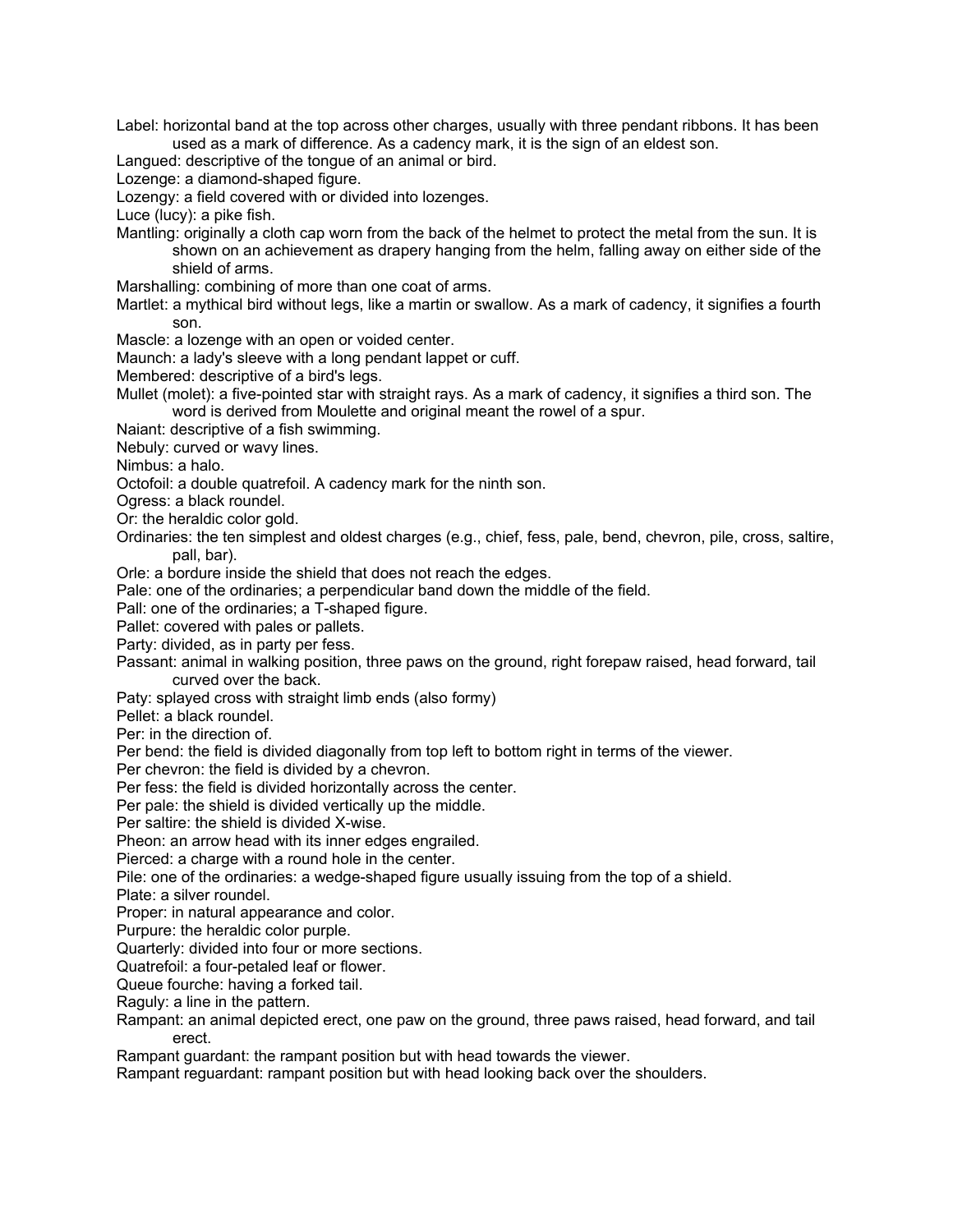Label: horizontal band at the top across other charges, usually with three pendant ribbons. It has been used as a mark of difference. As a cadency mark, it is the sign of an eldest son.

Langued: descriptive of the tongue of an animal or bird.

Lozenge: a diamond-shaped figure.

Lozengy: a field covered with or divided into lozenges.

Luce (lucy): a pike fish.

Mantling: originally a cloth cap worn from the back of the helmet to protect the metal from the sun. It is shown on an achievement as drapery hanging from the helm, falling away on either side of the shield of arms.

Marshalling: combining of more than one coat of arms.

Martlet: a mythical bird without legs, like a martin or swallow. As a mark of cadency, it signifies a fourth son.

Mascle: a lozenge with an open or voided center.

Maunch: a lady's sleeve with a long pendant lappet or cuff.

Membered: descriptive of a bird's legs.

Mullet (molet): a five-pointed star with straight rays. As a mark of cadency, it signifies a third son. The word is derived from Moulette and original meant the rowel of a spur.

Naiant: descriptive of a fish swimming.

Nebuly: curved or wavy lines.

Nimbus: a halo.

Octofoil: a double quatrefoil. A cadency mark for the ninth son.

Ogress: a black roundel.

Or: the heraldic color gold.

Ordinaries: the ten simplest and oldest charges (e.g., chief, fess, pale, bend, chevron, pile, cross, saltire, pall, bar).

Orle: a bordure inside the shield that does not reach the edges.

Pale: one of the ordinaries; a perpendicular band down the middle of the field.

Pall: one of the ordinaries; a T-shaped figure.

Pallet: covered with pales or pallets.

Party: divided, as in party per fess.

Passant: animal in walking position, three paws on the ground, right forepaw raised, head forward, tail curved over the back.

Paty: splayed cross with straight limb ends (also formy)

Pellet: a black roundel.

Per: in the direction of.

Per bend: the field is divided diagonally from top left to bottom right in terms of the viewer.

Per chevron: the field is divided by a chevron.

Per fess: the field is divided horizontally across the center.

Per pale: the shield is divided vertically up the middle.

Per saltire: the shield is divided X-wise.

Pheon: an arrow head with its inner edges engrailed.

Pierced: a charge with a round hole in the center.

Pile: one of the ordinaries: a wedge-shaped figure usually issuing from the top of a shield.

Plate: a silver roundel.

Proper: in natural appearance and color.

Purpure: the heraldic color purple.

Quarterly: divided into four or more sections.

Quatrefoil: a four-petaled leaf or flower.

Queue fourche: having a forked tail.

Raguly: a line in the pattern.

Rampant: an animal depicted erect, one paw on the ground, three paws raised, head forward, and tail erect.

Rampant guardant: the rampant position but with head towards the viewer.

Rampant reguardant: rampant position but with head looking back over the shoulders.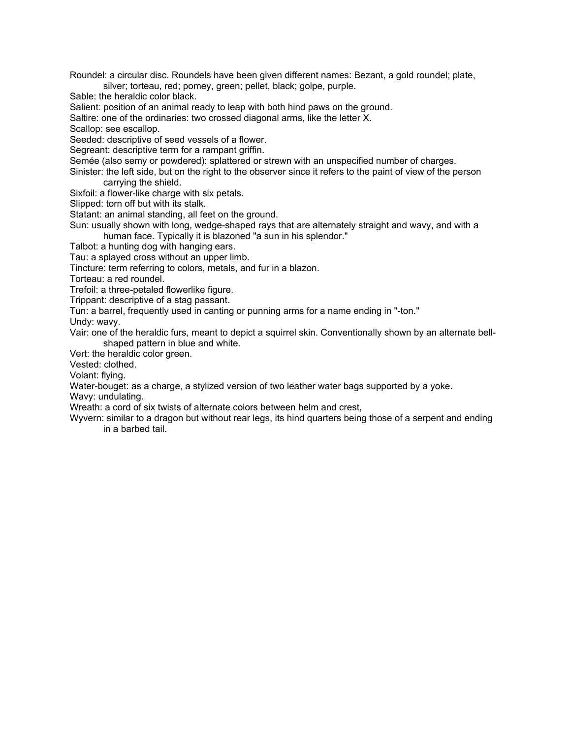Roundel: a circular disc. Roundels have been given different names: Bezant, a gold roundel; plate, silver; torteau, red; pomey, green; pellet, black; golpe, purple.

Sable: the heraldic color black.

Salient: position of an animal ready to leap with both hind paws on the ground.

Saltire: one of the ordinaries: two crossed diagonal arms, like the letter X.

Scallop: see escallop.

Seeded: descriptive of seed vessels of a flower.

Segreant: descriptive term for a rampant griffin.

Semée (also semy or powdered): splattered or strewn with an unspecified number of charges.

Sinister: the left side, but on the right to the observer since it refers to the paint of view of the person carrying the shield.

Sixfoil: a flower-like charge with six petals.

Slipped: torn off but with its stalk.

Statant: an animal standing, all feet on the ground.

Sun: usually shown with long, wedge-shaped rays that are alternately straight and wavy, and with a human face. Typically it is blazoned "a sun in his splendor."

Talbot: a hunting dog with hanging ears.

Tau: a splayed cross without an upper limb.

Tincture: term referring to colors, metals, and fur in a blazon.

Torteau: a red roundel.

Trefoil: a three-petaled flowerlike figure.

Trippant: descriptive of a stag passant.

Tun: a barrel, frequently used in canting or punning arms for a name ending in "-ton."

Undy: wavy.

Vair: one of the heraldic furs, meant to depict a squirrel skin. Conventionally shown by an alternate bell-shaped pattern in blue and white.

Vert: the heraldic color green.

Vested: clothed.

Volant: flying.

Water-bouget: as a charge, a stylized version of two leather water bags supported by a yoke.

Wavy: undulating.

Wreath: a cord of six twists of alternate colors between helm and crest,

Wyvern: similar to a dragon but without rear legs, its hind quarters being those of a serpent and ending in a barbed tail.